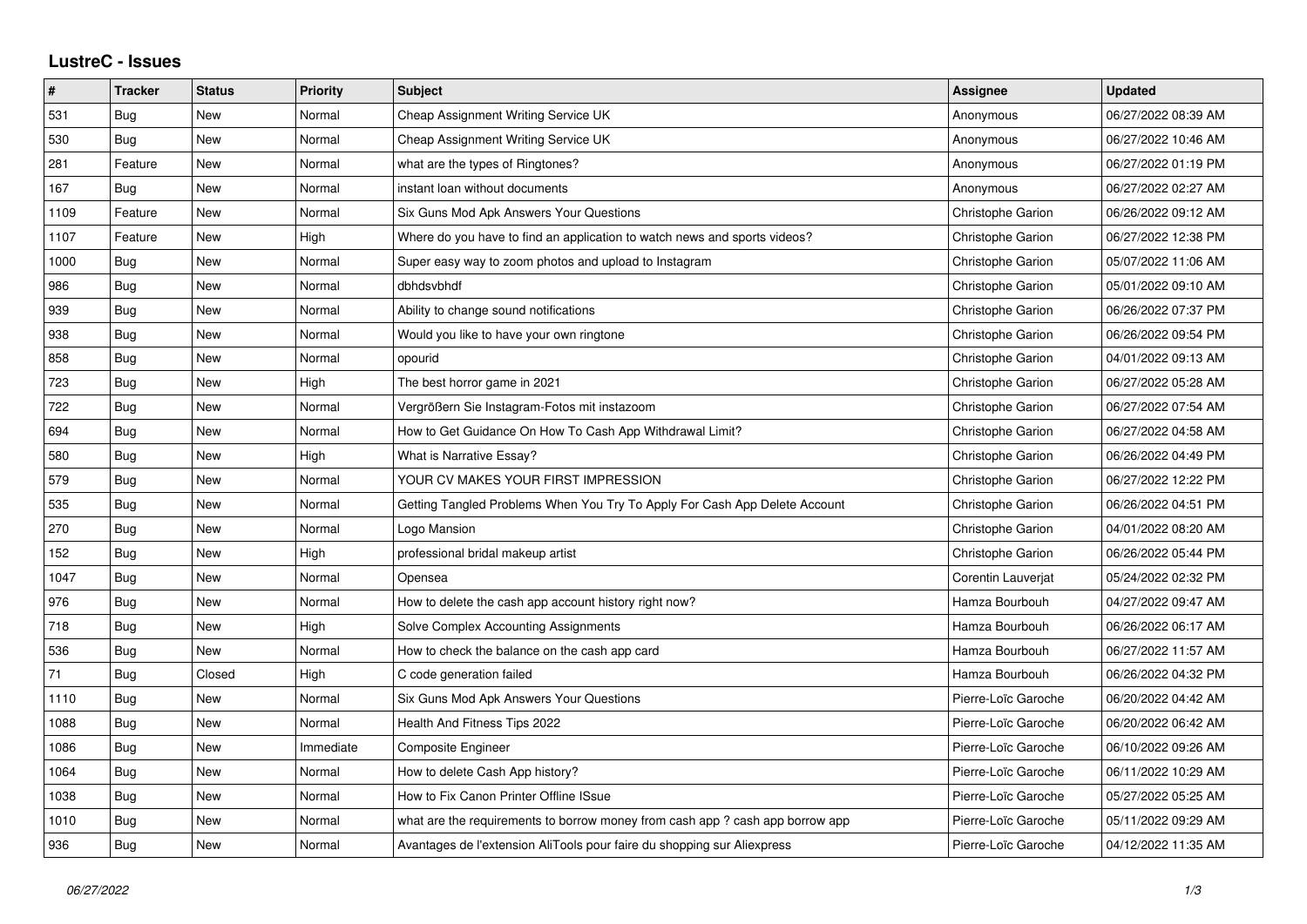# LustreC - Issues

| # | Tracker | Status | Priority | Subject | Assignee | Updated |
|---|---|---|---|---|---|---|
| 531 | Bug | New | Normal | Cheap Assignment Writing Service UK | Anonymous | 06/27/2022 08:39 AM |
| 530 | Bug | New | Normal | Cheap Assignment Writing Service UK | Anonymous | 06/27/2022 10:46 AM |
| 281 | Feature | New | Normal | what are the types of Ringtones? | Anonymous | 06/27/2022 01:19 PM |
| 167 | Bug | New | Normal | instant loan without documents | Anonymous | 06/27/2022 02:27 AM |
| 1109 | Feature | New | Normal | Six Guns Mod Apk Answers Your Questions | Christophe Garion | 06/26/2022 09:12 AM |
| 1107 | Feature | New | High | Where do you have to find an application to watch news and sports videos? | Christophe Garion | 06/27/2022 12:38 PM |
| 1000 | Bug | New | Normal | Super easy way to zoom photos and upload to Instagram | Christophe Garion | 05/07/2022 11:06 AM |
| 986 | Bug | New | Normal | dbhdsvbhdf | Christophe Garion | 05/01/2022 09:10 AM |
| 939 | Bug | New | Normal | Ability to change sound notifications | Christophe Garion | 06/26/2022 07:37 PM |
| 938 | Bug | New | Normal | Would you like to have your own ringtone | Christophe Garion | 06/26/2022 09:54 PM |
| 858 | Bug | New | Normal | opourid | Christophe Garion | 04/01/2022 09:13 AM |
| 723 | Bug | New | High | The best horror game in 2021 | Christophe Garion | 06/27/2022 05:28 AM |
| 722 | Bug | New | Normal | Vergrößern Sie Instagram-Fotos mit instazoom | Christophe Garion | 06/27/2022 07:54 AM |
| 694 | Bug | New | Normal | How to Get Guidance On How To Cash App Withdrawal Limit? | Christophe Garion | 06/27/2022 04:58 AM |
| 580 | Bug | New | High | What is Narrative Essay? | Christophe Garion | 06/26/2022 04:49 PM |
| 579 | Bug | New | Normal | YOUR CV MAKES YOUR FIRST IMPRESSION | Christophe Garion | 06/27/2022 12:22 PM |
| 535 | Bug | New | Normal | Getting Tangled Problems When You Try To Apply For Cash App Delete Account | Christophe Garion | 06/26/2022 04:51 PM |
| 270 | Bug | New | Normal | Logo Mansion | Christophe Garion | 04/01/2022 08:20 AM |
| 152 | Bug | New | High | professional bridal makeup artist | Christophe Garion | 06/26/2022 05:44 PM |
| 1047 | Bug | New | Normal | Opensea | Corentin Lauverjat | 05/24/2022 02:32 PM |
| 976 | Bug | New | Normal | How to delete the cash app account history right now? | Hamza Bourbouh | 04/27/2022 09:47 AM |
| 718 | Bug | New | High | Solve Complex Accounting Assignments | Hamza Bourbouh | 06/26/2022 06:17 AM |
| 536 | Bug | New | Normal | How to check the balance on the cash app card | Hamza Bourbouh | 06/27/2022 11:57 AM |
| 71 | Bug | Closed | High | C code generation failed | Hamza Bourbouh | 06/26/2022 04:32 PM |
| 1110 | Bug | New | Normal | Six Guns Mod Apk Answers Your Questions | Pierre-Loïc Garoche | 06/20/2022 04:42 AM |
| 1088 | Bug | New | Normal | Health And Fitness Tips 2022 | Pierre-Loïc Garoche | 06/20/2022 06:42 AM |
| 1086 | Bug | New | Immediate | Composite Engineer | Pierre-Loïc Garoche | 06/10/2022 09:26 AM |
| 1064 | Bug | New | Normal | How to delete Cash App history? | Pierre-Loïc Garoche | 06/11/2022 10:29 AM |
| 1038 | Bug | New | Normal | How to Fix Canon Printer Offline ISsue | Pierre-Loïc Garoche | 05/27/2022 05:25 AM |
| 1010 | Bug | New | Normal | what are the requirements to borrow money from cash app ? cash app borrow app | Pierre-Loïc Garoche | 05/11/2022 09:29 AM |
| 936 | Bug | New | Normal | Avantages de l'extension AliTools pour faire du shopping sur Aliexpress | Pierre-Loïc Garoche | 04/12/2022 11:35 AM |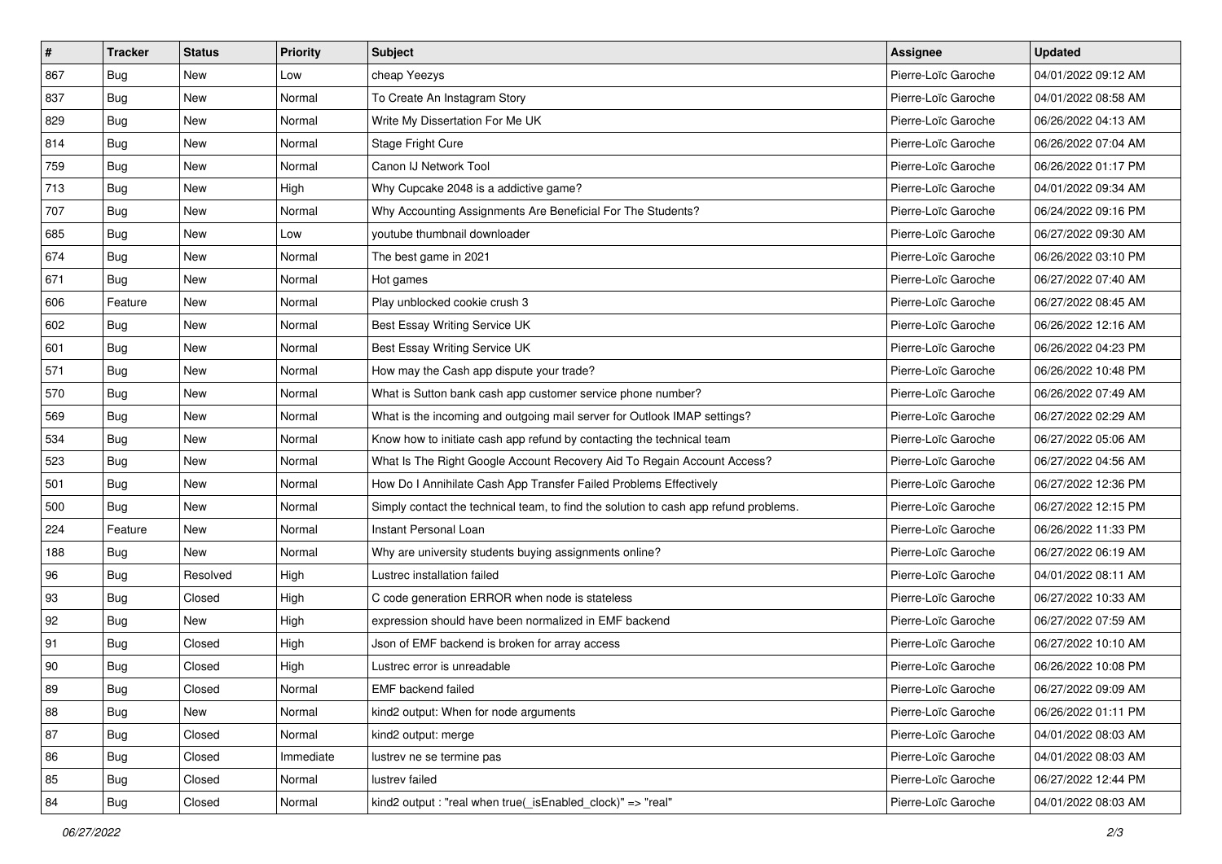| # | Tracker | Status | Priority | Subject | Assignee | Updated |
|---|---|---|---|---|---|---|
| 867 | Bug | New | Low | cheap Yeezys | Pierre-Loïc Garoche | 04/01/2022 09:12 AM |
| 837 | Bug | New | Normal | To Create An Instagram Story | Pierre-Loïc Garoche | 04/01/2022 08:58 AM |
| 829 | Bug | New | Normal | Write My Dissertation For Me UK | Pierre-Loïc Garoche | 06/26/2022 04:13 AM |
| 814 | Bug | New | Normal | Stage Fright Cure | Pierre-Loïc Garoche | 06/26/2022 07:04 AM |
| 759 | Bug | New | Normal | Canon IJ Network Tool | Pierre-Loïc Garoche | 06/26/2022 01:17 PM |
| 713 | Bug | New | High | Why Cupcake 2048 is a addictive game? | Pierre-Loïc Garoche | 04/01/2022 09:34 AM |
| 707 | Bug | New | Normal | Why Accounting Assignments Are Beneficial For The Students? | Pierre-Loïc Garoche | 06/24/2022 09:16 PM |
| 685 | Bug | New | Low | youtube thumbnail downloader | Pierre-Loïc Garoche | 06/27/2022 09:30 AM |
| 674 | Bug | New | Normal | The best game in 2021 | Pierre-Loïc Garoche | 06/26/2022 03:10 PM |
| 671 | Bug | New | Normal | Hot games | Pierre-Loïc Garoche | 06/27/2022 07:40 AM |
| 606 | Feature | New | Normal | Play unblocked cookie crush 3 | Pierre-Loïc Garoche | 06/27/2022 08:45 AM |
| 602 | Bug | New | Normal | Best Essay Writing Service UK | Pierre-Loïc Garoche | 06/26/2022 12:16 AM |
| 601 | Bug | New | Normal | Best Essay Writing Service UK | Pierre-Loïc Garoche | 06/26/2022 04:23 PM |
| 571 | Bug | New | Normal | How may the Cash app dispute your trade? | Pierre-Loïc Garoche | 06/26/2022 10:48 PM |
| 570 | Bug | New | Normal | What is Sutton bank cash app customer service phone number? | Pierre-Loïc Garoche | 06/26/2022 07:49 AM |
| 569 | Bug | New | Normal | What is the incoming and outgoing mail server for Outlook IMAP settings? | Pierre-Loïc Garoche | 06/27/2022 02:29 AM |
| 534 | Bug | New | Normal | Know how to initiate cash app refund by contacting the technical team | Pierre-Loïc Garoche | 06/27/2022 05:06 AM |
| 523 | Bug | New | Normal | What Is The Right Google Account Recovery Aid To Regain Account Access? | Pierre-Loïc Garoche | 06/27/2022 04:56 AM |
| 501 | Bug | New | Normal | How Do I Annihilate Cash App Transfer Failed Problems Effectively | Pierre-Loïc Garoche | 06/27/2022 12:36 PM |
| 500 | Bug | New | Normal | Simply contact the technical team, to find the solution to cash app refund problems. | Pierre-Loïc Garoche | 06/27/2022 12:15 PM |
| 224 | Feature | New | Normal | Instant Personal Loan | Pierre-Loïc Garoche | 06/26/2022 11:33 PM |
| 188 | Bug | New | Normal | Why are university students buying assignments online? | Pierre-Loïc Garoche | 06/27/2022 06:19 AM |
| 96 | Bug | Resolved | High | Lustrec installation failed | Pierre-Loïc Garoche | 04/01/2022 08:11 AM |
| 93 | Bug | Closed | High | C code generation ERROR when node is stateless | Pierre-Loïc Garoche | 06/27/2022 10:33 AM |
| 92 | Bug | New | High | expression should have been normalized in EMF backend | Pierre-Loïc Garoche | 06/27/2022 07:59 AM |
| 91 | Bug | Closed | High | Json of EMF backend is broken for array access | Pierre-Loïc Garoche | 06/27/2022 10:10 AM |
| 90 | Bug | Closed | High | Lustrec error is unreadable | Pierre-Loïc Garoche | 06/26/2022 10:08 PM |
| 89 | Bug | Closed | Normal | EMF backend failed | Pierre-Loïc Garoche | 06/27/2022 09:09 AM |
| 88 | Bug | New | Normal | kind2 output: When for node arguments | Pierre-Loïc Garoche | 06/26/2022 01:11 PM |
| 87 | Bug | Closed | Normal | kind2 output: merge | Pierre-Loïc Garoche | 04/01/2022 08:03 AM |
| 86 | Bug | Closed | Immediate | lustrev ne se termine pas | Pierre-Loïc Garoche | 04/01/2022 08:03 AM |
| 85 | Bug | Closed | Normal | lustrev failed | Pierre-Loïc Garoche | 06/27/2022 12:44 PM |
| 84 | Bug | Closed | Normal | kind2 output : "real when true(_isEnabled_clock)" => "real" | Pierre-Loïc Garoche | 04/01/2022 08:03 AM |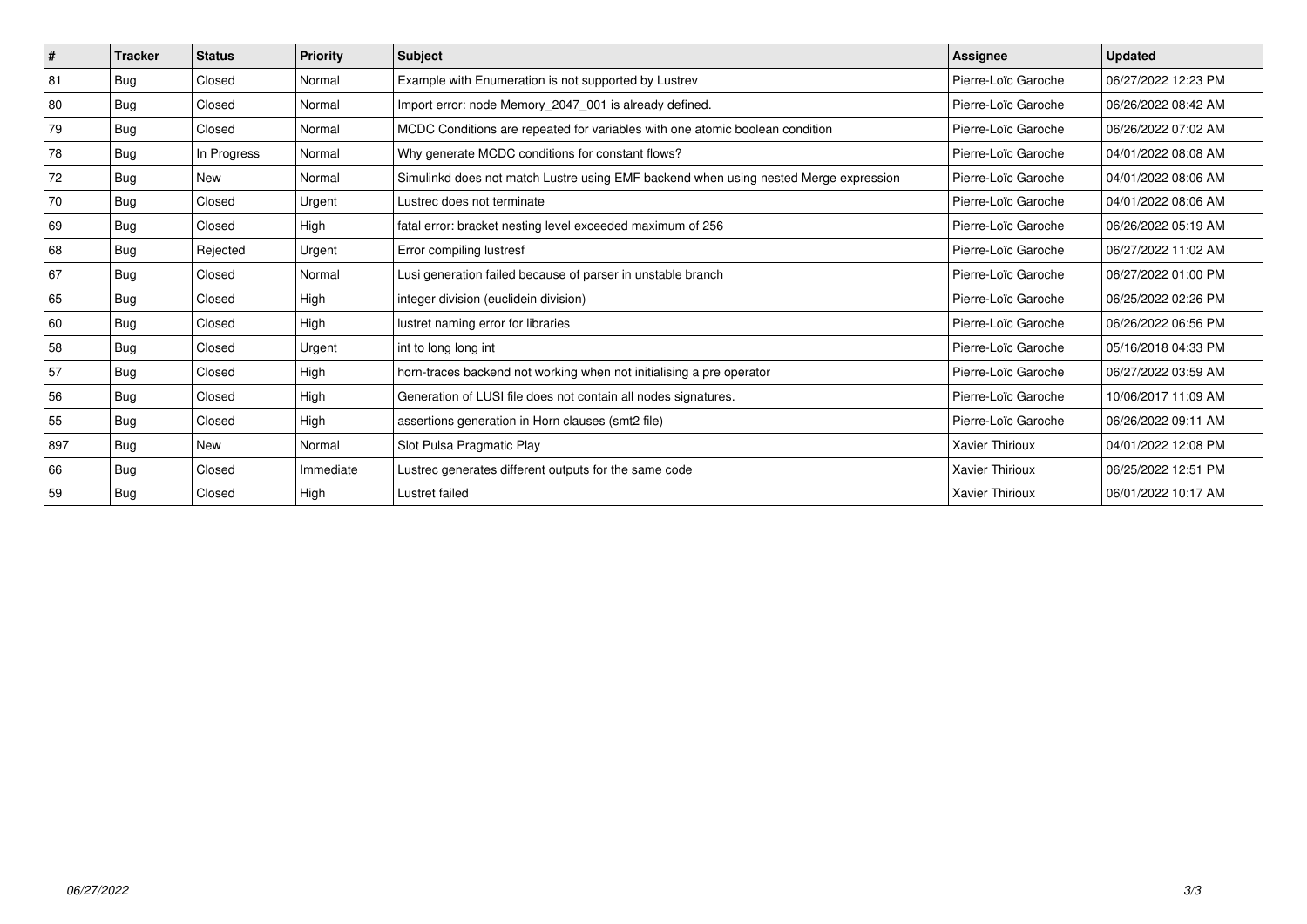| # | Tracker | Status | Priority | Subject | Assignee | Updated |
|---|---|---|---|---|---|---|
| 81 | Bug | Closed | Normal | Example with Enumeration is not supported by Lustrev | Pierre-Loïc Garoche | 06/27/2022 12:23 PM |
| 80 | Bug | Closed | Normal | Import error: node Memory_2047_001 is already defined. | Pierre-Loïc Garoche | 06/26/2022 08:42 AM |
| 79 | Bug | Closed | Normal | MCDC Conditions are repeated for variables with one atomic boolean condition | Pierre-Loïc Garoche | 06/26/2022 07:02 AM |
| 78 | Bug | In Progress | Normal | Why generate MCDC conditions for constant flows? | Pierre-Loïc Garoche | 04/01/2022 08:08 AM |
| 72 | Bug | New | Normal | Simulinkd does not match Lustre using EMF backend when using nested Merge expression | Pierre-Loïc Garoche | 04/01/2022 08:06 AM |
| 70 | Bug | Closed | Urgent | Lustrec does not terminate | Pierre-Loïc Garoche | 04/01/2022 08:06 AM |
| 69 | Bug | Closed | High | fatal error: bracket nesting level exceeded maximum of 256 | Pierre-Loïc Garoche | 06/26/2022 05:19 AM |
| 68 | Bug | Rejected | Urgent | Error compiling lustresf | Pierre-Loïc Garoche | 06/27/2022 11:02 AM |
| 67 | Bug | Closed | Normal | Lusi generation failed because of parser in unstable branch | Pierre-Loïc Garoche | 06/27/2022 01:00 PM |
| 65 | Bug | Closed | High | integer division (euclidein division) | Pierre-Loïc Garoche | 06/25/2022 02:26 PM |
| 60 | Bug | Closed | High | lustret naming error for libraries | Pierre-Loïc Garoche | 06/26/2022 06:56 PM |
| 58 | Bug | Closed | Urgent | int to long long int | Pierre-Loïc Garoche | 05/16/2018 04:33 PM |
| 57 | Bug | Closed | High | horn-traces backend not working when not initialising a pre operator | Pierre-Loïc Garoche | 06/27/2022 03:59 AM |
| 56 | Bug | Closed | High | Generation of LUSI file does not contain all nodes signatures. | Pierre-Loïc Garoche | 10/06/2017 11:09 AM |
| 55 | Bug | Closed | High | assertions generation in Horn clauses (smt2 file) | Pierre-Loïc Garoche | 06/26/2022 09:11 AM |
| 897 | Bug | New | Normal | Slot Pulsa Pragmatic Play | Xavier Thirioux | 04/01/2022 12:08 PM |
| 66 | Bug | Closed | Immediate | Lustrec generates different outputs for the same code | Xavier Thirioux | 06/25/2022 12:51 PM |
| 59 | Bug | Closed | High | Lustret failed | Xavier Thirioux | 06/01/2022 10:17 AM |

*06/27/2022*